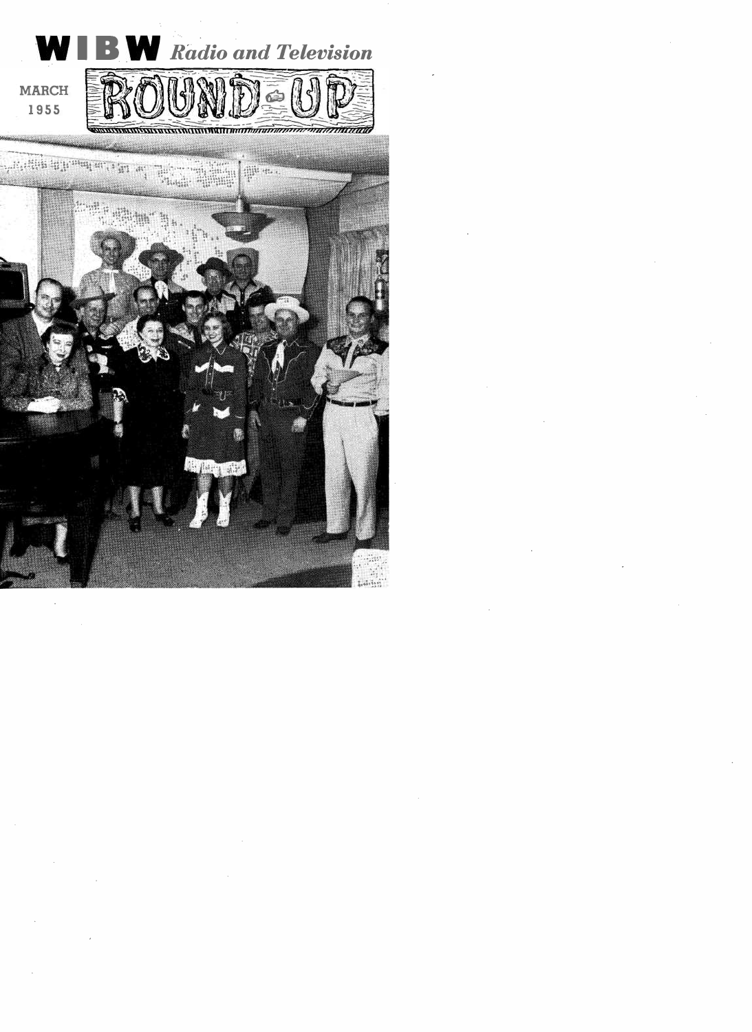# WIBW *Radio and Television*

MARCH
1955

# ROUND-UP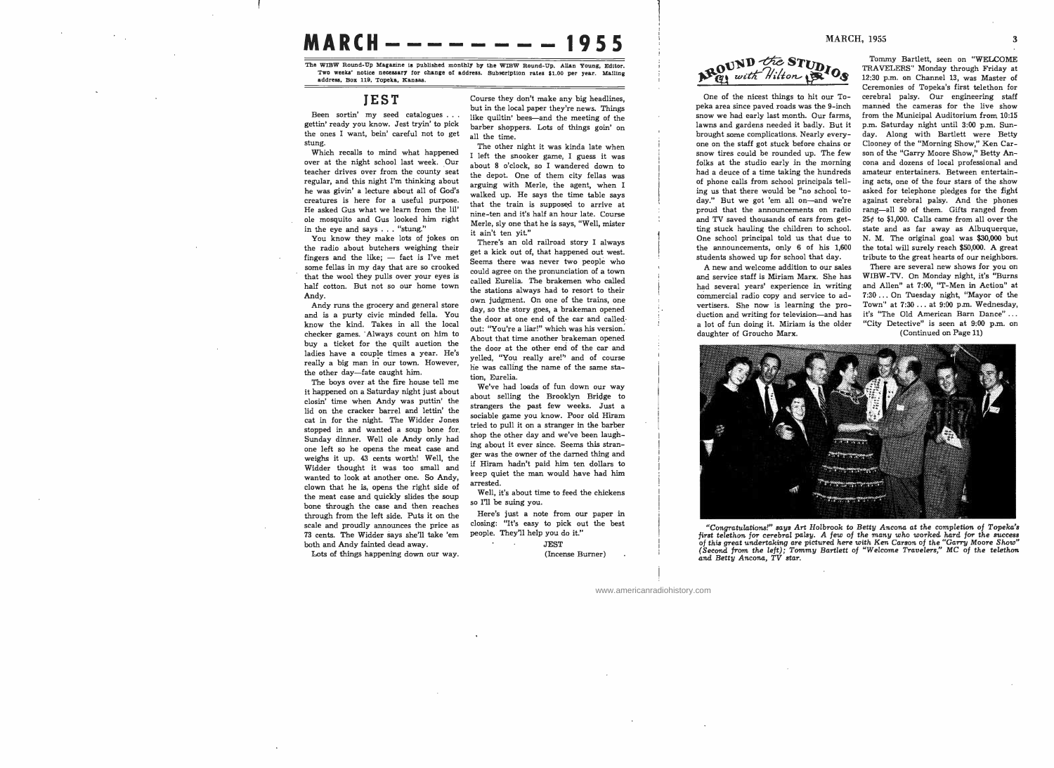# MARCH — — — — — — — — — 1955

The WIBW Round-Up Magazine is published monthly by the WIBW Round-Up. Allan Young, Editor. Two weeks' notice necessary for change of address. Subscription rates $1.00 per year. Mailing address, Box 119, Topeka, Kansas.

## JEST

Been sortin' my seed catalogues . . . gettin' ready you know. Jest tryin' to pick the ones I want, bein' careful not to get stung.

Which recalls to mind what happened over at the night school last week. Our teacher drives over from the county seat regular, and this night I'm thinking about he was givin' a lecture about all of God's creatures is here for a useful purpose. He asked Gus what we learn from the lil' ole mosquito and Gus looked him right in the eye and says . . . "stung."

You know they make lots of jokes on the radio about butchers weighing their fingers and the like; — fact is I've met some fellas in my day that are so crooked that the wool they pulls over your eyes is half cotton. But not so our home town Andy.

Andy runs the grocery and general store and is a purty civic minded fella. You know the kind. Takes in all the local checker games. Always count on him to buy a ticket for the quilt auction the ladies have a couple times a year. He's really a big man in our town. However, the other day—fate caught him.

The boys over at the fire house tell me it happened on a Saturday night just about closin' time when Andy was puttin' the lid on the cracker barrel and lettin' the cat in for the night. The Widder Jones stopped in and wanted a soup bone for Sunday dinner. Well ole Andy only had one left so he opens the meat case and weighs it up. 43 cents worth! Well, the Widder thought it was too small and wanted to look at another one. So Andy, clown that he is, opens the right side of the meat case and quickly slides the soup bone through the case and then reaches through from the left side. Puts it on the scale and proudly announces the price as 73 cents. The Widder says she'll take 'em both and Andy fainted dead away.

Lots of things happening down our way. Course they don't make any big headlines, but in the local paper they're news. Things like quiltin' bees—and the meeting of the barber shoppers. Lots of things goin' on all the time.

The other night it was kinda late when I left the snooker game, I guess it was about 8 o'clock, so I wandered down to the depot. One of them city fellas was arguing with Merle, the agent, when I walked up. He says the time table says that the train is supposed to arrive at nine-ten and it's half an hour late. Course Merle, sly one that he is says, "Well, mister it ain't ten yit."

There's an old railroad story I always get a kick out of, that happened out west. Seems there was never two people who could agree on the pronunciation of a town called Eurelia. The brakemen who called the stations always had to resort to their own judgment. On one of the trains, one day, so the story goes, a brakeman opened the door at one end of the car and called out: "You're a liar!" which was his version. About that time another brakeman opened the door at the other end of the car and yelled, "You really are!" and of course he was calling the name of the same station, Eurelia.

We've had loads of fun down our way about selling the Brooklyn Bridge to strangers the past few weeks. Just a sociable game you know. Poor old Hiram tried to pull it on a stranger in the barber shop the other day and we've been laughing about it ever since. Seems this stranger was the owner of the darned thing and if Hiram hadn't paid him ten dollars to keep quiet the man would have had him arrested.

Well, it's about time to feed the chickens so I'll be suing you.

Here's just a note from our paper in closing: "It's easy to pick out the best people. They'll help you do it."

JEST
(Incense Burner)

## AROUND the STUDIOS with Hilton

One of the nicest things to hit our Topeka area since paved roads was the 9-inch snow we had early last month. Our farms, lawns and gardens needed it badly. But it brought some complications. Nearly everyone on the staff got stuck before chains or snow tires could be rounded up. The few folks at the studio early in the morning had a deuce of a time taking the hundreds of phone calls from school principals telling us that there would be "no school today." But we got 'em all on—and we're proud that the announcements on radio and TV saved thousands of cars from getting stuck hauling the children to school. One school principal told us that due to the announcements, only 6 of his 1,600 students showed up for school that day.

A new and welcome addition to our sales and service staff is Miriam Marx. She has had several years' experience in writing commercial radio copy and service to advertisers. She now is learning the production and writing for television—and has a lot of fun doing it. Miriam is the older daughter of Groucho Marx.

Tommy Bartlett, seen on "WELCOME TRAVELERS" Monday through Friday at 12:30 p.m. on Channel 13, was Master of Ceremonies of Topeka's first telethon for cerebral palsy. Our engineering staff manned the cameras for the live show from the Municipal Auditorium from 10:15 p.m. Saturday night until 3:00 p.m. Sunday. Along with Bartlett were Betty Clooney of the "Morning Show," Ken Carson of the "Garry Moore Show," Betty Ancona and dozens of local professional and amateur entertainers. Between entertaining acts, one of the four stars of the show asked for telephone pledges for the fight against cerebral palsy. And the phones rang—all 50 of them. Gifts ranged from 25¢ to $1,000. Calls came from all over the state and as far away as Albuquerque, N. M. The original goal was $30,000 but the total will surely reach $50,000. A great tribute to the great hearts of our neighbors.

There are several new shows for you on WIBW-TV. On Monday night, it's "Burns and Allen" at 7:00, "T-Men in Action" at 7:30 . . . On Tuesday night, "Mayor of the Town" at 7:30 . . . at 9:00 p.m. Wednesday, it's "The Old American Barn Dance" . . . "City Detective" is seen at 9:00 p.m. on

(Continued on Page 11)

*"Congratulations!" says Art Holbrook to Betty Ancona at the completion of Topeka's first telethon for cerebral palsy. A few of the many who worked hard for the success of this great undertaking are pictured here with Ken Carson of the "Garry Moore Show" (Second from the left); Tommy Bartlett of "Welcome Travelers," MC of the telethon and Betty Ancona, TV star.*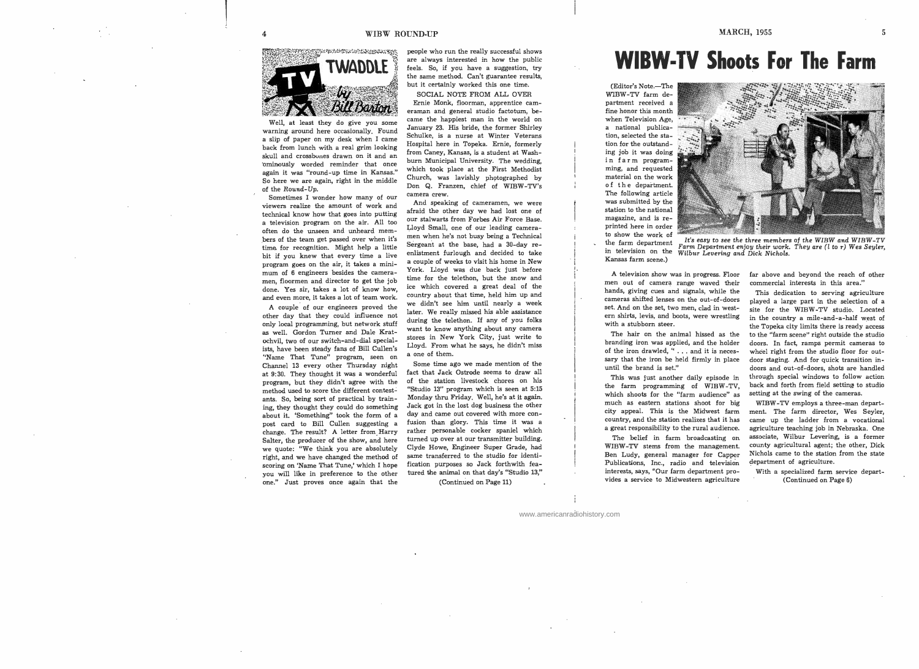## TV TWADDLE

*by Bill Barton*

Well, at least they do give you some warning around here occasionally. Found a slip of paper on my desk when I came back from lunch with a real grim looking skull and crossbones drawn on it and an ominously worded reminder that once again it was "round-up time in Kansas." So here we are again, right in the middle of the *Round-Up*.

Sometimes I wonder how many of our viewers realize the amount of work and technical know how that goes into putting a television program on the air. All too often do the unseen and unheard members of the team get passed over when it's time for recognition. Might help a little bit if you knew that every time a live program goes on the air, it takes a minimum of 6 engineers besides the cameramen, floormen and director to get the job done. Yes sir, takes a lot of know how, and even more, it takes a lot of team work.

A couple of our engineers proved the other day that they could influence not only local programming, but network stuff as well. Gordon Turner and Dale Kratochvil, two of our switch-and-dial specialists, have been steady fans of Bill Cullen's "Name That Tune" program, seen on Channel 13 every other Thursday night at 9:30. They thought it was a wonderful program, but they didn't agree with the method used to score the different contestants. So, being sort of practical by training, they thought they could do something about it. 'Something" took the form of a post card to Bill Cullen suggesting a change. The result? A letter from Harry Salter, the producer of the show, and here we quote: "We think you are absolutely right, and we have changed the method of scoring on 'Name That Tune,' which I hope you will like in preference to the other one." Just proves once again that the people who run the really successful shows are always interested in how the public feels. So, if you have a suggestion, try the same method. Can't guarantee results, but it certainly worked this one time.

SOCIAL NOTE FROM ALL OVER

Ernie Monk, floorman, apprentice cameraman and general studio factotum, became the happiest man in the world on January 23. His bride, the former Shirley Schulke, is a nurse at Winter Veterans Hospital here in Topeka. Ernie, formerly from Caney, Kansas, is a student at Washburn Municipal University. The wedding, which took place at the First Methodist Church, was lavishly photographed by Don Q. Franzen, chief of WIBW-TV's camera crew.

And speaking of cameramen, we were afraid the other day we had lost one of our stalwarts from Forbes Air Force Base. Lloyd Small, one of our leading cameramen when he's not busy being a Technical Sergeant at the base, had a 30-day reenlistment furlough and decided to take a couple of weeks to visit his home in New York. Lloyd was due back just before time for the telethon, but the snow and ice which covered a great deal of the country about that time, held him up and we didn't see him until nearly a week later. We really missed his able assistance during the telethon. If any of you folks want to know anything about any camera stores in New York City, just write to Lloyd. From what he says, he didn't miss a one of them.

Some time ago we made mention of the fact that Jack Ostrode seems to draw all of the station livestock chores on his "Studio 13" program which is seen at 5:15 Monday thru Friday. Well, he's at it again. Jack got in the lost dog business the other day and came out covered with more confusion than glory. This time it was a rather personable cocker spaniel which turned up over at our transmitter building. Clyde Howe, Engineer Super Grade, had same transferred to the studio for identification purposes so Jack forthwith featured the animal on that day's "Studio 13,"

(Continued on Page 11)

# WIBW-TV Shoots For The Farm

(Editor's Note.—The WIBW-TV farm department received a fine honor this month when Television Age, a national publication, selected the station for the outstanding job it was doing in farm programming, and requested material on the work of the department. The following article was submitted by the station to the national magazine, and is reprinted here in order to show the work of the farm department in television on the Kansas farm scene.)

*It's easy to see the three members of the WIBW and WIBW-TV Farm Department enjoy their work. They are (l to r) Wes Seyler, Wilbur Levering and Dick Nichols.*

A television show was in progress. Floor men out of camera range waved their hands, giving cues and signals, while the cameras shifted lenses on the out-of-doors set. And on the set, two men, clad in western shirts, levis, and boots, were wrestling with a stubborn steer.

The hair on the animal hissed as the branding iron was applied, and the holder of the iron drawled, " . . . and it is necessary that the iron be held firmly in place until the brand is set."

This was just another daily episode in the farm programming of WIBW-TV, which shoots for the "farm audience" as much as eastern stations shoot for big city appeal. This is the Midwest farm country, and the station realizes that it has a great responsibility to the rural audience.

The belief in farm broadcasting on WIBW-TV stems from the management. Ben Ludy, general manager for Capper Publications, Inc., radio and television interests, says, "Our farm department provides a service to Midwestern agriculture far above and beyond the reach of other commercial interests in this area."

This dedication to serving agriculture played a large part in the selection of a site for the WIBW-TV studio. Located in the country a mile-and-a-half west of the Topeka city limits there is ready access to the "farm scene" right outside the studio doors. In fact, ramps permit cameras to wheel right from the studio floor for outdoor staging. And for quick transition indoors and out-of-doors, shots are handled through special windows to follow action back and forth from field setting to studio setting at the swing of the cameras.

WIBW-TV employs a three-man department. The farm director, Wes Seyler, came up the ladder from a vocational agriculture teaching job in Nebraska. One associate, Wilbur Levering, is a former county agricultural agent; the other, Dick Nichols came to the station from the state department of agriculture.

With a specialized farm service depart-

(Continued on Page 6)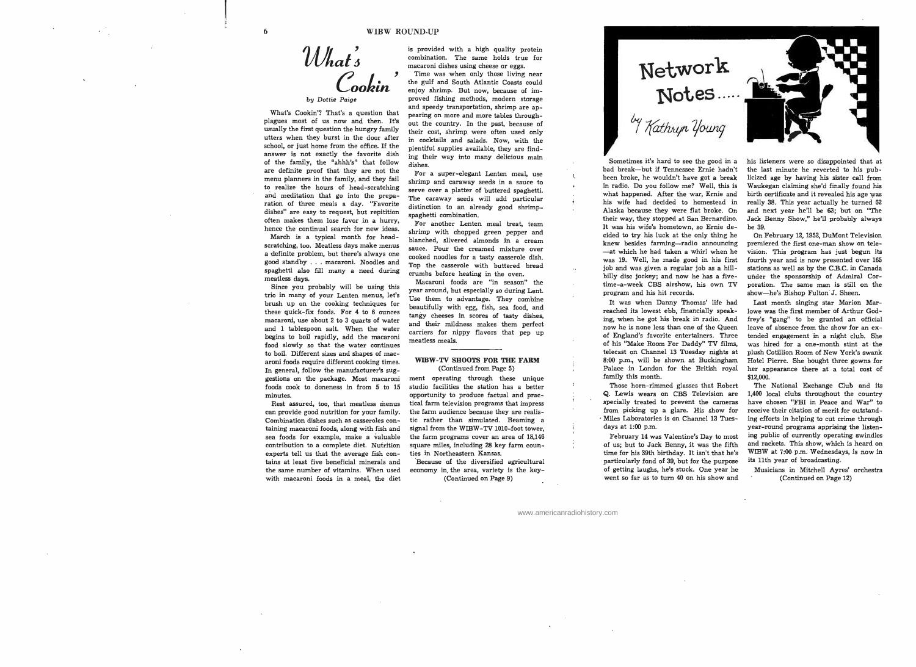# What's Cookin'

*by Dottie Paige*

What's Cookin'? That's a question that plagues most of us now and then. It's usually the first question the hungry family utters when they burst in the door after school, or just home from the office. If the answer is not exactly the favorite dish of the family, the "ahhh's" that follow are definite proof that they are not the menu planners in the family, and they fail to realize the hours of head-scratching and meditation that go into the preparation of three meals a day. "Favorite dishes" are easy to request, but repitition often makes them lose favor in a hurry, hence the continual search for new ideas.

March is a typical month for head-scratching, too. Meatless days make menus a definite problem, but there's always one good standby . . . macaroni. Noodles and spaghetti also fill many a need during meatless days.

Since you probably will be using this trio in many of your Lenten menus, let's brush up on the cooking techniques for these quick-fix foods. For 4 to 6 ounces macaroni, use about 2 to 3 quarts of water and 1 tablespoon salt. When the water begins to boil rapidly, add the macaroni food slowly so that the water continues to boil. Different sizes and shapes of macaroni foods require different cooking times. In general, follow the manufacturer's suggestions on the package. Most macaroni foods cook to doneness in from 5 to 15 minutes.

Rest assured, too, that meatless menus can provide good nutrition for your family. Combination dishes such as casseroles containing macaroni foods, along with fish and sea foods for example, make a valuable contribution to a complete diet. Nutrition experts tell us that the average fish contains at least five beneficial minerals and the same number of vitamins. When used with macaroni foods in a meal, the diet is provided with a high quality protein combination. The same holds true for macaroni dishes using cheese or eggs.

Time was when only those living near the gulf and South Atlantic Coasts could enjoy shrimp. But now, because of improved fishing methods, modern storage and speedy transportation, shrimp are appearing on more and more tables throughout the country. In the past, because of their cost, shrimp were often used only in cocktails and salads. Now, with the plentiful supplies available, they are finding their way into many delicious main dishes.

For a super-elegant Lenten meal, use shrimp and caraway seeds in a sauce to serve over a platter of buttered spaghetti. The caraway seeds will add particular distinction to an already good shrimp-spaghetti combination.

For another Lenten meal treat, team shrimp with chopped green pepper and blanched, slivered almonds in a cream sauce. Pour the creamed mixture over cooked noodles for a tasty casserole dish. Top the casserole with buttered bread crumbs before heating in the oven.

Macaroni foods are "in season" the year around, but especially so during Lent. Use them to advantage. They combine beautifully with egg, fish, sea food, and tangy cheeses in scores of tasty dishes, and their mildness makes them perfect carriers for nippy flavors that pep up meatless meals.

---

### WIBW-TV SHOOTS FOR THE FARM

(Continued from Page 5)

ment operating through these unique studio facilities the station has a better opportunity to produce factual and practical farm television programs that impress the farm audience because they are realistic rather than simulated. Beaming a signal from the WIBW-TV 1010-foot tower, the farm programs cover an area of 18,146 square miles, including 28 key farm counties in Northeastern Kansas.

Because of the diversified agricultural economy in the area, variety is the key-

(Continued on Page 9)

# Network Notes.....

*by Kathryn Young*

Sometimes it's hard to see the good in a bad break—but if Tennessee Ernie hadn't been broke, he wouldn't have got a break in radio. Do you follow me? Well, this is what happened. After the war, Ernie and his wife had decided to homestead in Alaska because they were flat broke. On their way, they stopped at San Bernardino. It was his wife's hometown, so Ernie decided to try his luck at the only thing he knew besides farming—radio announcing—at which he had taken a whirl when he was 19. Well, he made good in his first job and was given a regular job as a hillbilly disc jockey; and now he has a five-time-a-week CBS airshow, his own TV program and his hit records.

It was when Danny Thomas' life had reached its lowest ebb, financially speaking, when he got his break in radio. And now he is none less than one of the Queen of England's favorite entertainers. Three of his "Make Room For Daddy" TV films, telecast on Channel 13 Tuesday nights at 8:00 p.m., will be shown at Buckingham Palace in London for the British royal family this month.

Those horn-rimmed glasses that Robert Q. Lewis wears on CBS Television are specially treated to prevent the cameras from picking up a glare. His show for Miles Laboratories is on Channel 13 Tuesdays at 1:00 p.m.

February 14 was Valentine's Day to most of us; but to Jack Benny, it was the fifth time for his 39th birthday. It isn't that he's particularly fond of 39, but for the purpose of getting laughs, he's stuck. One year he went so far as to turn 40 on his show and his listeners were so disappointed that at the last minute he reverted to his publicized age by having his sister call from Waukegan claiming she'd finally found his birth certificate and it revealed his age was really 38. This year actually he turned 62 and next year he'll be 63; but on "The Jack Benny Show," he'll probably always be 39.

On February 12, 1952, DuMont Television premiered the first one-man show on television. This program has just begun its fourth year and is now presented over 165 stations as well as by the C.B.C. in Canada under the sponsorship of Admiral Corporation. The same man is still on the show—his Bishop Fulton J. Sheen.

Last month singing star Marion Marlowe was the first member of Arthur Godfrey's "gang" to be granted an official leave of absence from the show for an extended engagement in a night club. She was hired for a one-month stint at the plush Cotillion Room of New York's swank Hotel Pierre. She bought three gowns for her appearance there at a total cost of $12,000.

The National Exchange Club and its 1,400 local clubs throughout the country have chosen "FBI in Peace and War" to receive their citation of merit for outstanding efforts in helping to cut crime through year-round programs apprising the listening public of currently operating swindles and rackets. This show, which is heard on WIBW at 7:00 p.m. Wednesdays, is now in its 11th year of broadcasting.

Musicians in Mitchell Ayres' orchestra

(Continued on Page 12)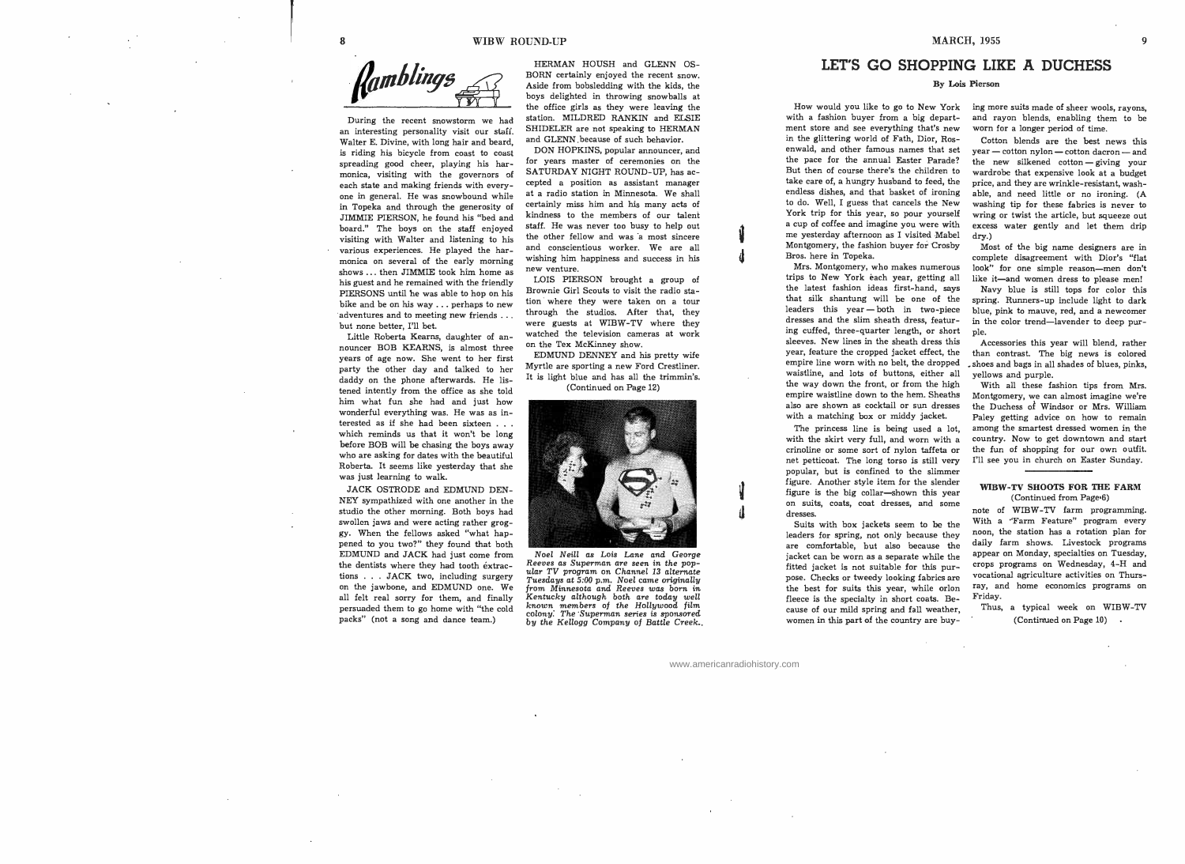## Ramblings

During the recent snowstorm we had an interesting personality visit our staff. Walter E. Divine, with long hair and beard, is riding his bicycle from coast to coast spreading good cheer, playing his harmonica, visiting with the governors of each state and making friends with everyone in general. He was snowbound while in Topeka and through the generosity of JIMMIE PIERSON, he found his "bed and board." The boys on the staff enjoyed visiting with Walter and listening to his various experiences. He played the harmonica on several of the early morning shows . . . then JIMMIE took him home as his guest and he remained with the friendly PIERSONS until he was able to hop on his bike and be on his way . . . perhaps to new adventures and to meeting new friends . . . but none better, I'll bet.

Little Roberta Kearns, daughter of announcer BOB KEARNS, is almost three years of age now. She went to her first party the other day and talked to her daddy on the phone afterwards. He listened intently from the office as she told him what fun she had and just how wonderful everything was. He was as interested as if she had been sixteen . . . which reminds us that it won't be long before BOB will be chasing the boys away who are asking for dates with the beautiful Roberta. It seems like yesterday that she was just learning to walk.

JACK OSTRODE and EDMUND DENNEY sympathized with one another in the studio the other morning. Both boys had swollen jaws and were acting rather groggy. When the fellows asked "what happened to you two?" they found that both EDMUND and JACK had just come from the dentists where they had tooth extractions . . . JACK two, including surgery on the jawbone, and EDMUND one. We all felt real sorry for them, and finally persuaded them to go home with "the cold packs" (not a song and dance team.)

HERMAN HOUSH and GLENN OSBORN certainly enjoyed the recent snow. Aside from bobsledding with the kids, the boys delighted in throwing snowballs at the office girls as they were leaving the station. MILDRED RANKIN and ELSIE SHIDELER are not speaking to HERMAN and GLENN because of such behavior.

DON HOPKINS, popular announcer, and for years master of ceremonies on the SATURDAY NIGHT ROUND-UP, has accepted a position as assistant manager at a radio station in Minnesota. We shall certainly miss him and his many acts of kindness to the members of our talent staff. He was never too busy to help out the other fellow and was a most sincere and conscientious worker. We are all wishing him happiness and success in his new venture.

LOIS PIERSON brought a group of Brownie Girl Scouts to visit the radio station where they were taken on a tour through the studios. After that, they were guests at WIBW-TV where they watched the television cameras at work on the Tex McKinney show.

EDMUND DENNEY and his pretty wife Myrtle are sporting a new Ford Crestliner. It is light blue and has all the trimmin's.

(Continued on Page 12)

*Noel Neill as Lois Lane and George Reeves as Superman are seen in the popular TV program on Channel 13 alternate Tuesdays at 5:00 p.m. Noel came originally from Minnesota and Reeves was born in Kentucky although both are today well known members of the Hollywood film colony. The Superman series is sponsored by the Kellogg Company of Battle Creek.*

## LET'S GO SHOPPING LIKE A DUCHESS

**By Lois Pierson**

How would you like to go to New York with a fashion buyer from a big department store and see everything that's new in the glittering world of Fath, Dior, Rosenwald, and other famous names that set the pace for the annual Easter Parade? But then of course there's the children to take care of, a hungry husband to feed, the endless dishes, and that basket of ironing to do. Well, I guess that cancels the New York trip for this year, so pour yourself a cup of coffee and imagine you were with me yesterday afternoon as I visited Mabel Montgomery, the fashion buyer for Crosby Bros. here in Topeka.

Mrs. Montgomery, who makes numerous trips to New York each year, getting all the latest fashion ideas first-hand, says that silk shantung will be one of the leaders this year — both in two-piece dresses and the slim sheath dress, featuring cuffed, three-quarter length, or short sleeves. New lines in the sheath dress this year, feature the cropped jacket effect, the empire line worn with no belt, the dropped waistline, and lots of buttons, either all the way down the front, or from the high empire waistline down to the hem. Sheaths also are shown as cocktail or sun dresses with a matching box or middy jacket.

The princess line is being used a lot, with the skirt very full, and worn with a crinoline or some sort of nylon taffeta or net petticoat. The long torso is still very popular, but is confined to the slimmer figure. Another style item for the slender figure is the big collar—shown this year on suits, coats, coat dresses, and some dresses.

Suits with box jackets seem to be the leaders for spring, not only because they are comfortable, but also because the jacket can be worn as a separate while the fitted jacket is not suitable for this purpose. Checks or tweedy looking fabrics are the best for suits this year, while orlon fleece is the specialty in short coats. Because of our mild spring and fall weather, women in this part of the country are buying more suits made of sheer wools, rayons, and rayon blends, enabling them to be worn for a longer period of time.

Cotton blends are the best news this year — cotton nylon — cotton dacron — and the new silkened cotton — giving your wardrobe that expensive look at a budget price, and they are wrinkle-resistant, washable, and need little or no ironing. (A washing tip for these fabrics is never to wring or twist the article, but squeeze out excess water gently and let them drip dry.)

Most of the big name designers are in complete disagreement with Dior's "flat look" for one simple reason—men don't like it—and women dress to please men!

Navy blue is still tops for color this spring. Runners-up include light to dark blue, pink to mauve, red, and a newcomer in the color trend—lavender to deep purple.

Accessories this year will blend, rather than contrast. The big news is colored shoes and bags in all shades of blues, pinks, yellows and purple.

With all these fashion tips from Mrs. Montgomery, we can almost imagine we're the Duchess of Windsor or Mrs. William Paley getting advice on how to remain among the smartest dressed women in the country. Now to get downtown and start the fun of shopping for our own outfit. I'll see you in church on Easter Sunday.

### WIBW-TV SHOOTS FOR THE FARM

(Continued from Page 6)

note of WIBW-TV farm programming. With a "Farm Feature" program every noon, the station has a rotation plan for daily farm shows. Livestock programs appear on Monday, specialties on Tuesday, crops programs on Wednesday, 4-H and vocational agriculture activities on Thursday, and home economics programs on Friday.

Thus, a typical week on WIBW-TV

(Continued on Page 10)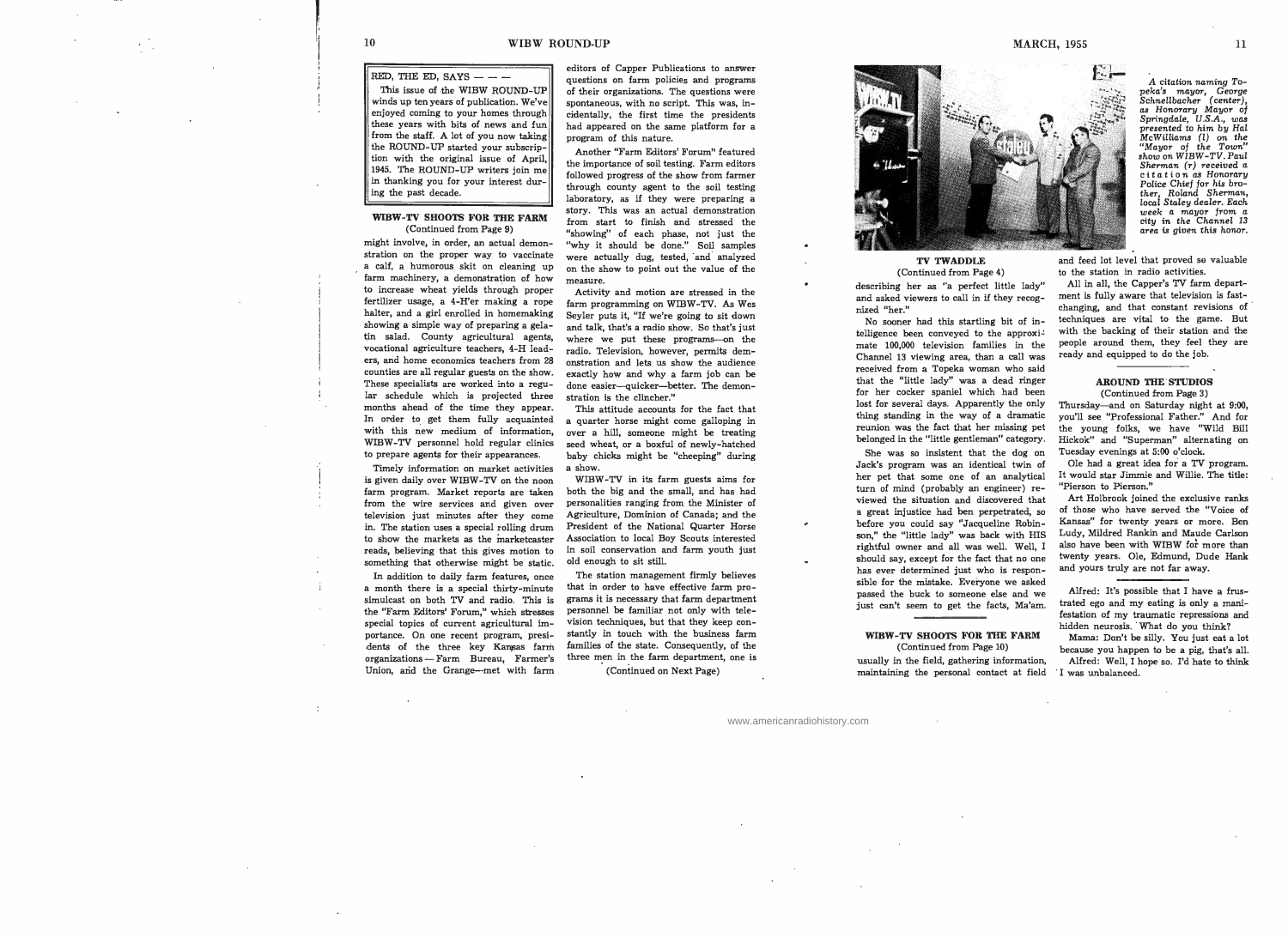RED, THE ED, SAYS — — —

This issue of the WIBW ROUND-UP winds up ten years of publication. We've enjoyed coming to your homes through these years with bits of news and fun from the staff. A lot of you now taking the ROUND-UP started your subscription with the original issue of April, 1945. The ROUND-UP writers join me in thanking you for your interest during the past decade.

### WIBW-TV SHOOTS FOR THE FARM

(Continued from Page 9)

might involve, in order, an actual demonstration on the proper way to vaccinate a calf, a humorous skit on cleaning up farm machinery, a demonstration of how to increase wheat yields through proper fertilizer usage, a 4-H'er making a rope halter, and a girl enrolled in homemaking showing a simple way of preparing a gelatin salad. County agricultural agents, vocational agriculture teachers, 4-H leaders, and home economics teachers from 28 counties are all regular guests on the show. These specialists are worked into a regular schedule which is projected three months ahead of the time they appear. In order to get them fully acquainted with this new medium of information, WIBW-TV personnel hold regular clinics to prepare agents for their appearances.

Timely information on market activities is given daily over WIBW-TV on the noon farm program. Market reports are taken from the wire services and given over television just minutes after they come in. The station uses a special rolling drum to show the markets as the marketcaster reads, believing that this gives motion to something that otherwise might be static.

In addition to daily farm features, once a month there is a special thirty-minute simulcast on both TV and radio. This is the "Farm Editors' Forum," which stresses special topics of current agricultural importance. On one recent program, presidents of the three key Kansas farm organizations — Farm Bureau, Farmer's Union, and the Grange—met with farm editors of Capper Publications to answer questions on farm policies and programs of their organizations. The questions were spontaneous, with no script. This was, incidentally, the first time the presidents had appeared on the same platform for a program of this nature.

Another "Farm Editors' Forum" featured the importance of soil testing. Farm editors followed progress of the show from farmer through county agent to the soil testing laboratory, as if they were preparing a story. This was an actual demonstration from start to finish and stressed the "showing" of each phase, not just the "why it should be done." Soil samples were actually dug, tested, and analyzed on the show to point out the value of the measure.

Activity and motion are stressed in the farm programming on WIBW-TV. As Wes Seyler puts it, "If we're going to sit down and talk, that's a radio show. So that's just where we put these programs—on the radio. Television, however, permits demonstration and lets us show the audience exactly how and why a farm job can be done easier—quicker—better. The demonstration is the clincher."

This attitude accounts for the fact that a quarter horse might come galloping in over a hill, someone might be treating seed wheat, or a boxful of newly-hatched baby chicks might be "cheeping" during a show.

WIBW-TV in its farm guests aims for both the big and the small, and has had personalities ranging from the Minister of Agriculture, Dominion of Canada; and the President of the National Quarter Horse Association to local Boy Scouts interested in soil conservation and farm youth just old enough to sit still.

The station management firmly believes that in order to have effective farm programs it is necessary that farm department personnel be familiar not only with television techniques, but that they keep constantly in touch with the business farm families of the state. Consequently, of the three men in the farm department, one is

(Continued on Next Page)

*A citation naming Topeka's mayor, George Schnellbacher (center), as Honorary Mayor of Springdale, U.S.A., was presented to him by Hal McWilliams (l) on the "Mayor of the Town" show on WIBW-TV. Paul Sherman (r) received a citation as Honorary Police Chief for his brother, Roland Sherman, local Staley dealer. Each week a mayor from a city in the Channel 13 area is given this honor.*

### TV TWADDLE

(Continued from Page 4)

describing her as "a perfect little lady" and asked viewers to call in if they recognized "her."

No sooner had this startling bit of intelligence been conveyed to the approximate 100,000 television families in the Channel 13 viewing area, than a call was received from a Topeka woman who said that the "little lady" was a dead ringer for her cocker spaniel which had been lost for several days. Apparently the only thing standing in the way of a dramatic reunion was the fact that her missing pet belonged in the "little gentleman" category.

She was so insistent that the dog on Jack's program was an identical twin of her pet that some one of an analytical turn of mind (probably an engineer) reviewed the situation and discovered that a great injustice had been perpetrated, so before you could say "Jacqueline Robinson," the "little lady" was back with HIS rightful owner and all was well. Well, I should say, except for the fact that no one has ever determined just who is responsible for the mistake. Everyone we asked passed the buck to someone else and we just can't seem to get the facts, Ma'am.

### WIBW-TV SHOOTS FOR THE FARM

(Continued from Page 10)

usually in the field, gathering information, maintaining the personal contact at field and feed lot level that proved so valuable to the station in radio activities.

All in all, the Capper's TV farm department is fully aware that television is fast-changing, and that constant revisions of techniques are vital to the game. But with the backing of their station and the people around them, they feel they are ready and equipped to do the job.

### AROUND THE STUDIOS

(Continued from Page 3)

Thursday—and on Saturday night at 9:00, you'll see "Professional Father." And for the young folks, we have "Wild Bill Hickok" and "Superman" alternating on Tuesday evenings at 5:00 o'clock.

Ole had a great idea for a TV program. It would star Jimmie and Willie. The title: "Pierson to Pierson."

Art Holbrook joined the exclusive ranks of those who have served the "Voice of Kansas" for twenty years or more. Ben Ludy, Mildred Rankin and Maude Carlson also have been with WIBW for more than twenty years. Ole, Edmund, Dude Hank and yours truly are not far away.

Alfred: It's possible that I have a frustrated ego and my eating is only a manifestation of my traumatic repressions and hidden neurosis. What do you think?

Mama: Don't be silly. You just eat a lot because you happen to be a pig, that's all.

Alfred: Well, I hope so. I'd hate to think I was unbalanced.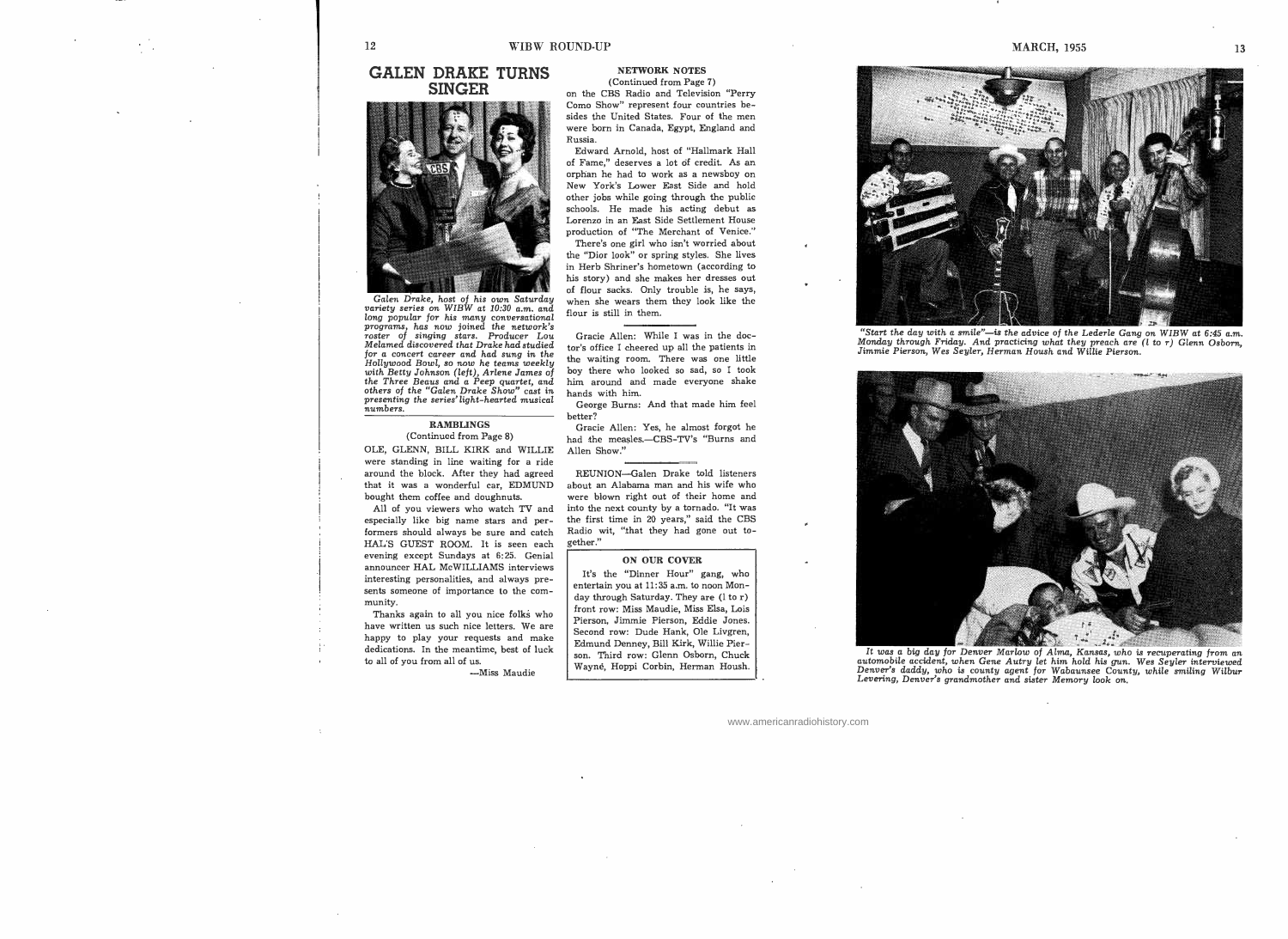# GALEN DRAKE TURNS SINGER

*Galen Drake, host of his own Saturday variety series on WIBW at 10:30 a.m. and long popular for his many conversational programs, has now joined the network's roster of singing stars. Producer Lou Melamed discovered that Drake had studied for a concert career and had sung in the Hollywood Bowl, so now he teams weekly with Betty Johnson (left), Arlene James of the Three Beaus and a Peep quartet, and others of the "Galen Drake Show" cast in presenting the series' light-hearted musical numbers.*

### RAMBLINGS

(Continued from Page 8)

OLE, GLENN, BILL KIRK and WILLIE were standing in line waiting for a ride around the block. After they had agreed that it was a wonderful car, EDMUND bought them coffee and doughnuts.

All of you viewers who watch TV and especially like big name stars and performers should always be sure and catch HAL'S GUEST ROOM. It is seen each evening except Sundays at 6:25. Genial announcer HAL McWILLIAMS interviews interesting personalities, and always presents someone of importance to the community.

Thanks again to all you nice folks who have written us such nice letters. We are happy to play your requests and make dedications. In the meantime, best of luck to all of you from all of us.

—Miss Maudie

### NETWORK NOTES

(Continued from Page 7)

on the CBS Radio and Television "Perry Como Show" represent four countries besides the United States. Four of the men were born in Canada, Egypt, England and Russia.

Edward Arnold, host of "Hallmark Hall of Fame," deserves a lot of credit. As an orphan he had to work as a newsboy on New York's Lower East Side and hold other jobs while going through the public schools. He made his acting debut as Lorenzo in an East Side Settlement House production of "The Merchant of Venice."

There's one girl who isn't worried about the "Dior look" or spring styles. She lives in Herb Shriner's hometown (according to his story) and she makes her dresses out of flour sacks. Only trouble is, he says, when she wears them they look like the flour is still in them.

---

Gracie Allen: While I was in the doctor's office I cheered up all the patients in the waiting room. There was one little boy there who looked so sad, so I took him around and made everyone shake hands with him.

George Burns: And that made him feel better?

Gracie Allen: Yes, he almost forgot he had the measles.—CBS-TV's "Burns and Allen Show."

---

REUNION—Galen Drake told listeners about an Alabama man and his wife who were blown right out of their home and into the next county by a tornado. "It was the first time in 20 years," said the CBS Radio wit, "that they had gone out together."

### ON OUR COVER

It's the "Dinner Hour" gang, who entertain you at 11:35 a.m. to noon Monday through Saturday. They are (l to r) front row: Miss Maudie, Miss Elsa, Lois Pierson, Jimmie Pierson, Eddie Jones. Second row: Dude Hank, Ole Livgren, Edmund Denney, Bill Kirk, Willie Pierson. Third row: Glenn Osborn, Chuck Wayne, Hoppi Corbin, Herman Housh.

*"Start the day with a smile"—is the advice of the Lederle Gang on WIBW at 6:45 a.m. Monday through Friday. And practicing what they preach are (l to r) Glenn Osborn, Jimmie Pierson, Wes Seyler, Herman Housh and Willie Pierson.*

*It was a big day for Denver Marlow of Alma, Kansas, who is recuperating from an automobile accident, when Gene Autry let him hold his gun. Wes Seyler interviewed Denver's daddy, who is county agent for Wabaunsee County, while smiling Wilbur Levering, Denver's grandmother and sister Memory look on.*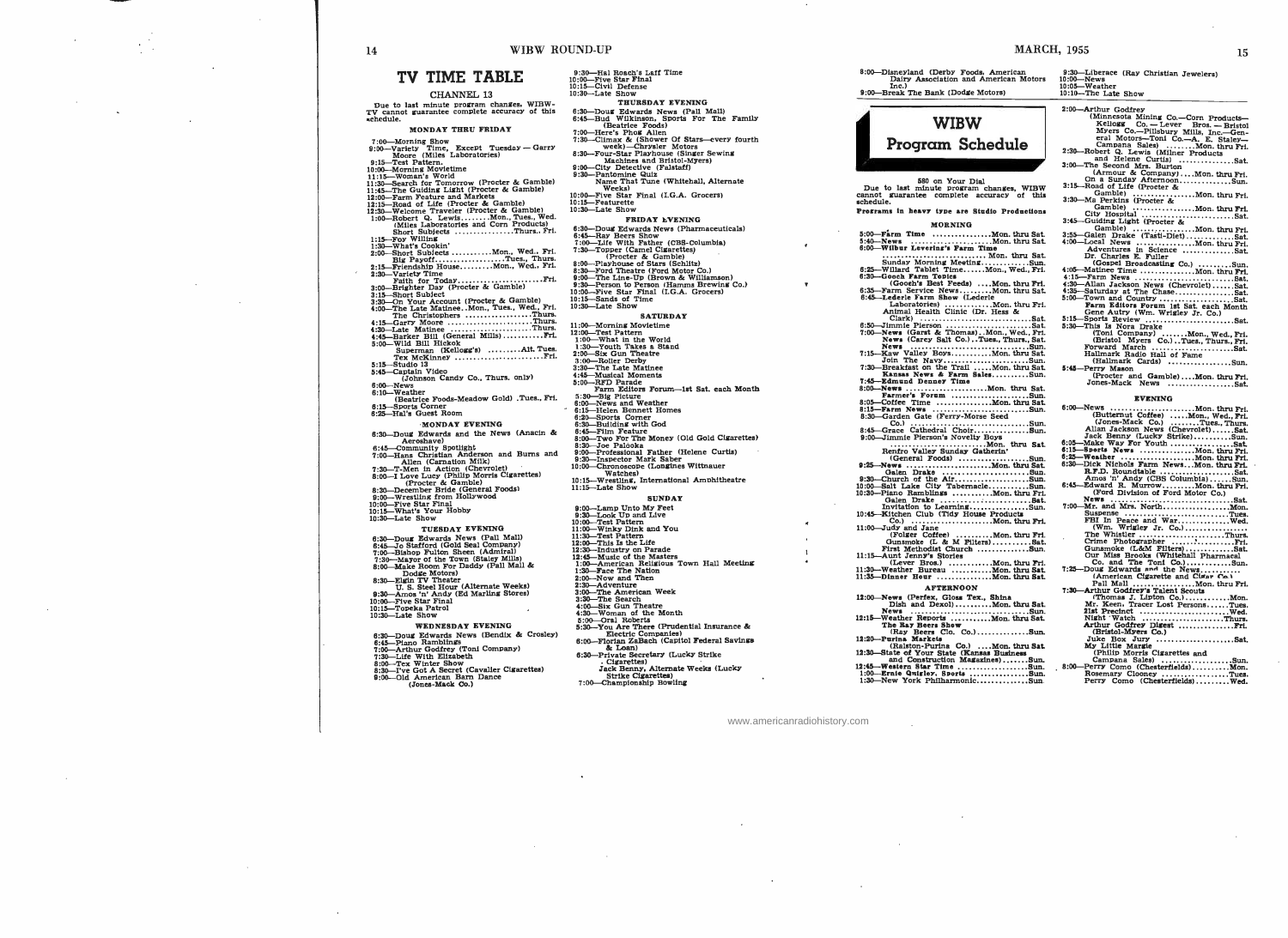# TV TIME TABLE

## CHANNEL 13

Due to last minute program changes, WIBW-TV cannot guarantee complete accuracy of this schedule.

### MONDAY THRU FRIDAY

7:00—Morning Show
9:00—Variety Time, Except Tuesday — Garry Moore (Miles Laboratories)
9:15—Test Pattern.
10:00—Morning Movietime
11:15—Woman's World
11:30—Search for Tomorrow (Procter & Gamble)
11:45—The Guiding Light (Procter & Gamble)
12:00—Farm Feature and Markets
12:15—Road of Life (Procter & Gamble)
12:30—Welcome Traveler (Procter & Gamble)
1:00—Robert Q. Lewis........Mon., Tues., Wed. (Miles Laboratories and Corn Products)
Short Subjects ................Thurs., Fri.
1:15—Foy Willing
1:30—What's Cookin'
2:00—Short Subjects ...........Mon., Wed., Fri.
Big Payoff....................Tues., Thurs.
2:15—Friendship House.........Mon., Wed., Fri.
2:30—Variety Time
Faith for Today........................Fri.
3:00—Brighter Day (Procter & Gamble)
3:15—Short Subject
3:30—On Your Account (Procter & Gamble)
4:00—The Late Matinee..Mon., Tues., Wed., Fri.
The Christophers .................Thurs.
4:15—Garry Moore ........................Thurs.
4:30—Late Matinee ......................Thurs.
4:45—Barker Bill (General Mills)...........Fri.
5:00—Wild Bill Hickok
Superman (Kellogg's) .........Alt. Tues.
Tex McKinney ............................Fri.
5:15—Studio 13
5:45—Captain Video (Johnson Candy Co., Thurs. only)
6:00—News
6:10—Weather (Beatrice Foods-Meadow Gold) .Tues., Fri.
6:15—Sports Corner
6:25—Hal's Guest Room

### MONDAY EVENING

6:30—Doug Edwards and the News (Anacin & Aeroshave)
6:45—Community Spotlight
7:00—Hans Christian Anderson and Burns and Allen (Carnation Milk)
7:30—T-Men in Action (Chevrolet)
8:00—I Love Lucy (Philip Morris Cigarettes) (Procter & Gamble)
8:30—December Bride (General Foods)
9:00—Wrestling from Hollywood
10:00—Five Star Final
10:15—What's Your Hobby
10:30—Late Show

### TUESDAY EVENING

6:30—Doug Edwards News (Pall Mall)
6:45—Jo Stafford (Gold Seal Company)
7:00—Bishop Fulton Sheen (Admiral)
7:30—Mayor of the Town (Staley Mills)
8:00—Make Room For Daddy (Pall Mall & Dodge Motors)
8:30—Elgin TV Theater
U. S. Steel Hour (Alternate Weeks)
9:30—Amos 'n' Andy (Ed Marling Stores)
10:00—Five Star Final
10:15—Topeka Patrol
10:30—Late Show

### WEDNESDAY EVENING

6:30—Doug Edwards News (Bendix & Crosley)
6:45—Piano Ramblings
7:00—Arthur Godfrey (Toni Company)
7:30—Life With Elizabeth
8:00—Tex Winter Show
8:30—I've Got A Secret (Cavalier Cigarettes)
9:00—Old American Barn Dance (Jones-Mack Co.)
9:30—Hal Roach's Laff Time
10:00—Five Star Final
10:15—Civil Defense
10:30—Late Show

### THURSDAY EVENING

6:30—Doug Edwards News (Pall Mall)
6:45—Bud Wilkinson, Sports For The Family (Beatrice Foods)
7:00—Here's Phog Allen
7:30—Climax & (Shower Of Stars—every fourth week)—Chrysler Motors
8:30—Four-Star Playhouse (Singer Sewing Machines and Bristol-Myers)
9:00—City Detective (Falstaff)
9:30—Pantomine Quiz
Name That Tune (Whitehall, Alternate Weeks)
10:00—Five Star Final (I.G.A. Grocers)
10:15—Featurette
10:30—Late Show

### FRIDAY EVENING

6:30—Doug Edwards News (Pharmaceuticals)
6:45—Ray Beers Show
7:00—Life With Father (CBS-Columbia)
7:30—Topper (Camel Cigarettes) (Procter & Gamble)
8:00—Playhouse of Stars (Schlitz)
8:30—Ford Theatre (Ford Motor Co.)
9:00—The Line-Up (Brown & Williamson)
9:30—Person to Person (Hamms Brewing Co.)
10:00—Five Star Final (I.G.A. Grocers)
10:15—Sands of Time
10:30—Late Show

### SATURDAY

11:00—Morning Movietime
12:00—Test Pattern
1:00—What in the World
1:30—Youth Takes a Stand
2:00—Six Gun Theatre
3:00—Roller Derby
3:30—The Late Matinee
4:45—Musical Moments
5:00—RFD Parade
Farm Editors Forum—1st Sat. each Month
5:30—Big Picture
6:00—News and Weather
6:15—Helen Bennett Homes
6:20—Sports Corner
6:30—Building with God
6:45—Film Feature
8:00—Two For The Money (Old Gold Cigarettes)
8:30—Joe Palooka
9:00—Professional Father (Helene Curtis)
9:30—Inspector Mark Saber
10:00—Chronoscope (Longines Wittnauer Watches)
10:15—Wrestling, International Amphitheatre
11:15—Late Show

### SUNDAY

9:00—Lamp Unto My Feet
9:30—Look Up and Live
10:00—Test Pattern
11:00—Winky Dink and You
11:30—Test Pattern
12:00—This Is the Life
12:30—Industry on Parade
12:45—Music of the Masters
1:00—American Religious Town Hall Meeting
1:30—Face The Nation
2:00—Now and Then
2:30—Adventure
3:00—The American Week
3:30—The Search
4:00—Six Gun Theatre
4:30—Woman of the Month
5:00—Oral Roberts
5:30—You Are There (Prudential Insurance & Electric Companies)
6:00—Florian ZaBach (Capitol Federal Savings & Loan)
6:30—Private Secretary (Lucky Strike Cigarettes)
Jack Benny, Alternate Weeks (Lucky Strike Cigarettes)
7:00—Championship Bowling
8:00—Disneyland (Derby Foods, American Dairy Association and American Motors Inc.)
9:00—Break The Bank (Dodge Motors)
9:30—Liberace (Ray Christian Jewelers)
10:00—News
10:05—Weather
10:10—The Late Show

# WIBW Program Schedule

580 on Your Dial

Due to last minute program changes, WIBW cannot guarantee complete accuracy of this schedule.

**Programs in heavy type are Studio Productions**

### MORNING

5:00—**Farm Time** ................Mon. thru Sat.
5:40—**News** .......................Mon. thru Sat.
6:00—**Wilbur Levering's Farm Time** ............................. Mon. thru Sat.
Sunday Morning Meeting.................Sun.
6:25—Willard Tablet Time......Mon., Wed., Fri.
6:30—**Gooch Farm Topics** (Gooch's Best Feeds) ....Mon. thru Fri.
6:35—**Farm Service News**..........Mon. thru Sat.
6:45—**Lederle Farm Show** (Lederle Laboratories) .............Mon. thru Fri.
Animal Health Clinic (Dr. Hess & Clark) ..................................Sat.
6:50—**Jimmie Pierson** .......................Sat.
7:00—**News** (Garst & Thomas)..Mon., Wed., Fri.
**News** (Carey Salt Co.)..Tues., Thurs., Sat.
**News** ....................................Sun.
7:15—**Kaw Valley Boys**...........Mon. thru Sat.
Join The Navy..............................Sun.
7:30—**Breakfast on the Trail** ....Mon. thru Sat.
**Kansas News & Farm Sales**...........Sun.
7:45—**Edmund Denney Time**
8:00—**News** .....................Mon. thru Sat.
**Farmer's Forum** ......................Sun.
8:05—**Coffee Time** ...........Mon. thru Sat.
8:15—**Farm News** ...........................Sun.
8:30—**Garden Gate** (Ferry-Morse Seed Co.) .......................................Sun.
8:45—Grace Cathedral Choir..................Sun.
9:00—**Jimmie Pierson's Novelty Boys** ............................Mon. thru Sat.
Renfro Valley Sunday Gatherin' (General Foods) ........................Sun.
9:25—**News** ...........................Mon. thru Sat.
Galen Drake ..............................Sun.
9:30—Church of the Air......................Sun.
10:00—Salt Lake City Tabernacle...........Sun.
10:30—**Piano Ramblings** ...........Mon. thru Fri.
Galen Drake ..............................Sat.
Invitation to Learning..................Sun.
10:45—Kitchen Club (Tidy House Products Co.) ........................Mon. thru Fri.
11:00—Judy and Jane (Folger Coffee) ...........Mon. thru Fri.
Gunsmoke (L & M Filters)...........Sat.
First Methodist Church ................Sun.
11:15—Aunt Jenny's Stories (Lever Bros.) ...............Mon. thru Fri.
11:30—**Weather Bureau** ...........Mon. thru Sat.
11:35—**Dinner Hour** ..............Mon. thru Sat.

### AFTERNOON

12:00—**News** (Perfex, Gloss Tex., Shina Dish and Dexol)..........Mon. thru Sat.
**News** ....................................Sun.
12:15—**Weather Reports** ...........Mon. thru Sat.
**The Ray Beers Show** (Ray Beers Clo. Co.)....................Sun.
12:20—**Purina Markets** (Ralston-Purina Co.) .....Mon. thru Sat.
12:30—**State of Your State** (Kansas Business and Construction Magazines).......Sun.
12:45—**Western Star Time** ....................Sun.
1:00—**Ernie Quigley, Sports** ..................Sun.
1:30—New York Philharmonic..............Sun.
2:00—Arthur Godfrey (Minnesota Mining Co.—Corn Products—Kellogg Co. — Lever Bros. — Bristol Myers Co.—Pillsbury Mills, Inc.—General Motors—Toni Co.—A. E. Staley—Campana Sales) ........Mon. thru Fri.
2:30—Robert Q. Lewis (Milner Products and Helene Curtis) .....................Sat.
3:00—The Second Mrs. Burton (Armour & Company)....Mon. thru Fri.
On a Sunday Afternoon...................Sun.
3:15—Road of Life (Procter & Gamble) .................Mon. thru Fri.
3:30—Ma Perkins (Procter & Gamble) .................Mon. thru Fri.
City Hospital ...........................Sat.
3:45—Guiding Light (Procter & Gamble) ..................Mon. thru Fri.
3:55—Galen Drake (Tasti-Diet) ...............Sat.
4:00—**Local News** .................Mon. thru Fri.
Adventures in Science ....................Sat.
Dr. Charles E. Fuller (Gospel Broadcasting Co.) ...........Sun.
4:05—**Matinee Time** ...............Mon. thru Fri.
4:15—**Farm News** ..............................Sat.
4:30—Allan Jackson News (Chevrolet).......Sat.
4:35—Saturday at The Chase..................Sat.
5:00—Town and Country .......................Sat.
**Farm Editors Forum 1st Sat. each Month**
Gene Autry (Wm. Wrigley Jr. Co.)
5:15—**Sports Review** ........................Sat.
5:30—This is Nora Drake (Toni Company) ......Mon., Wed., Fri.
(Bristol Myers Co.)..Tues., Thurs., Fri.
Forward March ..............................Sat.
Hallmark Radio Hall of Fame (Hallmark Cards) ..................Sun.
5:45—Perry Mason (Procter and Gamble)....Mon. thru Fri.
Jones-Mack News ..........................Sat.

### EVENING

6:00—**News** ........................Mon. thru Fri.
(Butternut Coffee) .....Mon., Wed., Fri.
(Jones-Mack Co.) ..........Tues., Thurs.
Allan Jackson News (Chevrolet)......Sat.
Jack Benny (Lucky Strike)...........Sun.
6:05—**Make Way For Youth** ...................Sat.
6:15—**Sports News** ..............Mon. thru Fri.
6:25—**Weather** .....................Mon. thru Fri.
6:30—**Dick Nichols Farm News**...Mon. thru Fri.
R.F.D. Roundtable .........................Sat.
Amos 'n' Andy (CBS Columbia).......Sun.
6:45—Edward R. Murrow.........Mon. thru Fri. (Ford Division of Ford Motor Co.)
**News** ........................................Sat.
7:00—Mr. and Mrs. North.....................Mon.
Suspense ...................................Tues.
FBI In Peace and War..............Wed. (Wm. Wrigley Jr. Co.)..................
The Whistler ..............................Thurs.
Crime Photographer ......................Fri.
Gunsmoke (L&M Filters)..............Sat.
Our Miss Brooks (Whitehall Pharmacal Co. and The Toni Co.)............Sun.
7:25—Doug Edwards and the News.......... (American Cigarette and Cigar Co.)
Pall Mall ...................Mon. thru Fri.
7:30—Arthur Godfrey's Talent Scouts (Thomas J. Lipton Co.)............Mon.
Mr. Keen, Tracer Lost Persons......Tues.
21st Precinct ..............................Wed.
Night Watch ..............................Thurs.
Arthur Godfrey Digest .....................Fri. (Bristol-Myers Co.)
Juke Box Jury ..............................Sat.
My Little Margie (Philip Morris Cigarettes and Campana Sales) ...........................Sun.
8:00—Perry Como (Chesterfields)..........Mon.
Rosemary Clooney .......................Tues.
Perry Como (Chesterfields).........Wed.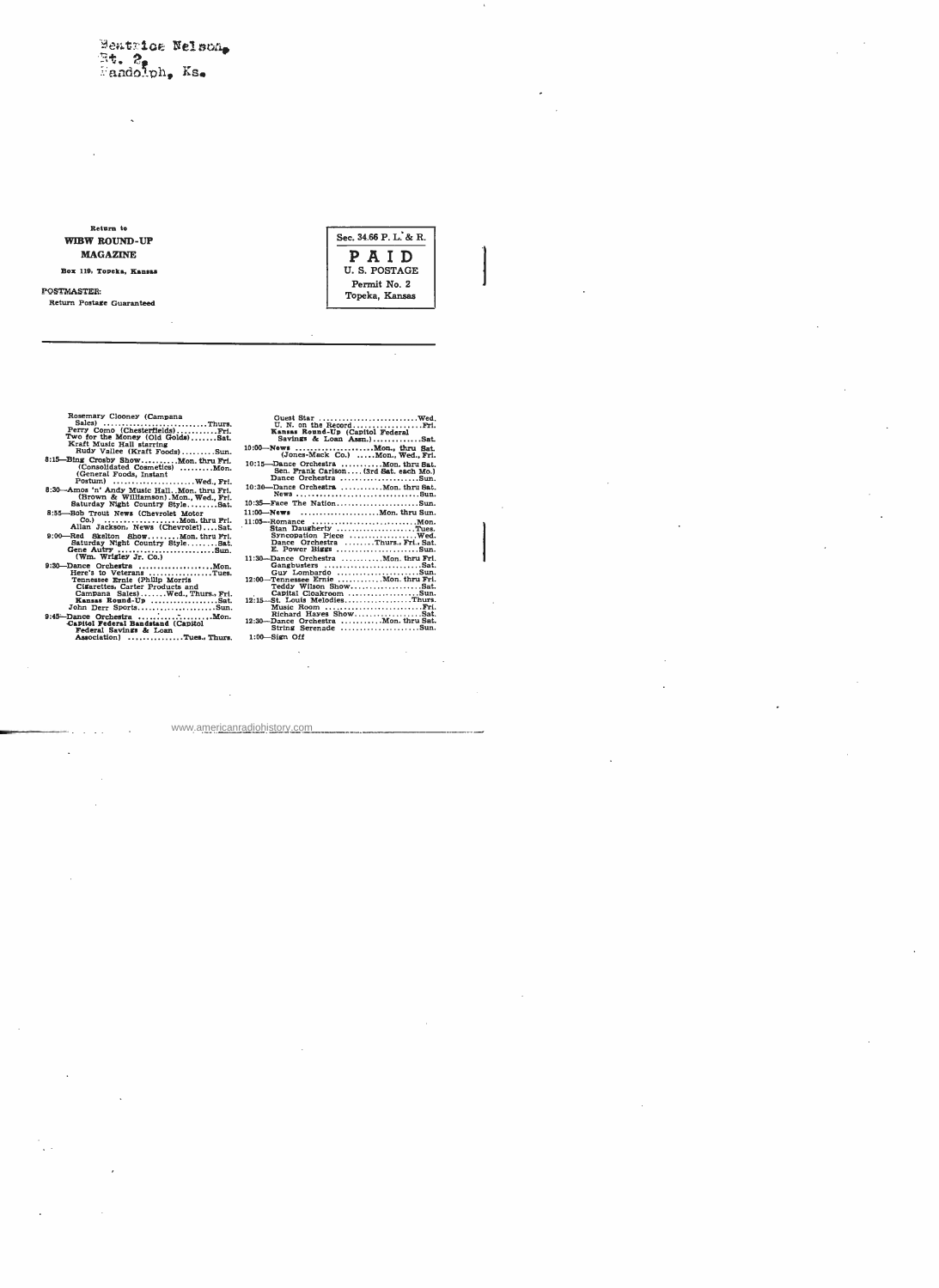Beatrice Nelson,
Rt. 2,
Randolph, Ks.

Return to
**WIBW ROUND-UP MAGAZINE**
Box 119, Topeka, Kansas

POSTMASTER:
Return Postage Guaranteed

Sec. 34.66 P. L. & R.
**PAID**
U. S. POSTAGE
Permit No. 2
Topeka, Kansas

Rosemary Clooney (Campana Sales) ....Thurs.
Perry Como (Chesterfields) ....Fri.
Two for the Money (Old Golds) ....Sat.
Kraft Music Hall starring Rudy Vallee (Kraft Foods) ....Sun.
8:15—Bing Crosby Show ....Mon. thru Fri.
(Consolidated Cosmetics) ....Mon.
(General Foods, Instant Postum) ....Wed., Fri.
8:30—Amos 'n' Andy Music Hall..Mon. thru Fri.
(Brown & Williamson)..Mon., Wed., Fri.
Saturday Night Country Style ....Sat.
8:55—Bob Trout News (Chevrolet Motor Co.) ....Mon. thru Fri.
Allan Jackson, News (Chevrolet) ....Sat.
9:00—Red Skelton Show ....Mon. thru Fri.
Saturday Night Country Style ....Sat.
Gene Autry ....Sun.
(Wm. Wrigley Jr. Co.)
9:30—Dance Orchestra ....Mon.
Here's to Veterans ....Tues.
Tennessee Ernie (Philip Morris Cigarettes, Carter Products and Campana Sales) ....Wed., Thurs., Fri.
**Kansas Round-Up** ....Sat.
John Derr Sports ....Sun.
9:45—Dance Orchestra ....Mon.
**Capitol Federal Bandstand** (Capitol Federal Savings & Loan Association) ....Tues., Thurs.
Guest Star ....Wed.
U. N. on the Record ....Fri.
**Kansas Round-Up** (Capitol Federal Savings & Loan Assn.) ....Sat.
10:00—**News** ....Mon., thru Sat.
(Jones-Mack Co.) ....Mon., Wed., Fri.
10:15—Dance Orchestra ....Mon. thru Sat.
Sen. Frank Carlson ....(3rd Sat. each Mo.)
Dance Orchestra ....Sun.
10:30—Dance Orchestra ....Mon. thru Sat.
News ....Sun.
10:35—Face The Nation ....Sun.
11:00—**News** ....Mon. thru Sun.
11:05—Romance ....Mon.
Stan Daugherty ....Tues.
Syncopation Piece ....Wed.
Dance Orchestra ....Thurs., Fri., Sat.
E. Power Biggs ....Sun.
11:30—Dance Orchestra ....Mon. thru Fri.
Gangbusters ....Sat.
Guy Lombardo ....Sun.
12:00—Tennessee Ernie ....Mon. thru Fri.
Teddy Wilson Show ....Sat.
Capital Cloakroom ....Sun.
12:15—St. Louis Melodies ....Thurs.
Music Room ....Fri.
Richard Hayes Show ....Sat.
12:30—Dance Orchestra ....Mon. thru Sat.
String Serenade ....Sun.
1:00—Sign Off